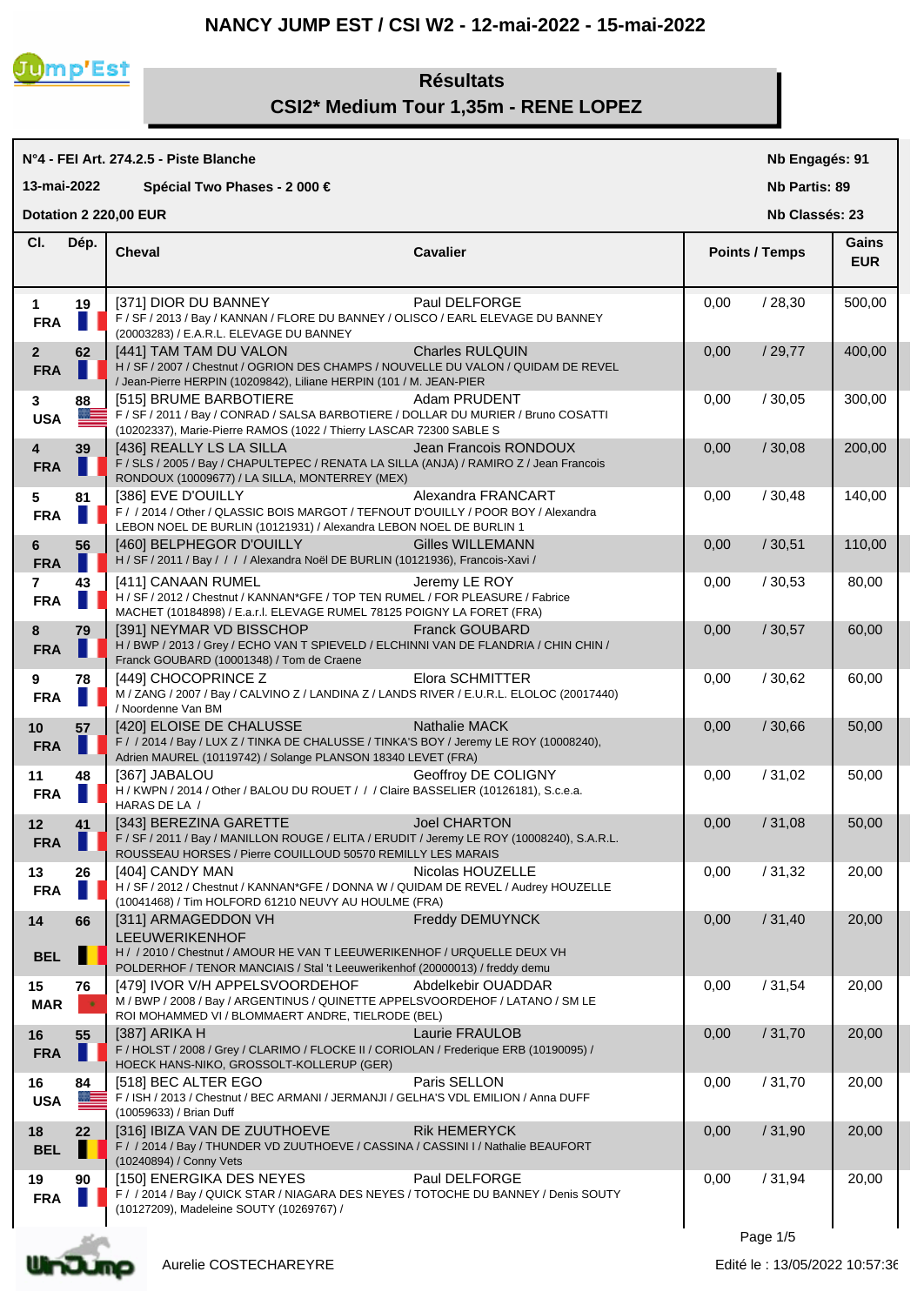# NANCY JUMP EST / CSI W2 - 12-mai-2022 - 15-mai-2022

## Résultats
## CSI2* Medium Tour 1,35m - RENE LOPEZ

**N°4 - FEI Art. 274.2.5 - Piste Blanche**

**13-mai-2022** **Spécial Two Phases - 2 000 €**

**Dotation 2 220,00 EUR**

**Nb Engagés: 91**
**Nb Partis: 89**
**Nb Classés: 23**

| Cl. | Dép. | Cheval | Cavalier | Points / Temps | Gains EUR |
|---|---|---|---|---|---|
| 1 FRA | 19 | [371] DIOR DU BANNEY<br>F / SF / 2013 / Bay / KANNAN / FLORE DU BANNEY / OLISCO / EARL ELEVAGE DU BANNEY (20003283) / E.A.R.L. ELEVAGE DU BANNEY | Paul DELFORGE | 0,00 / 28,30 | 500,00 |
| 2 FRA | 62 | [441] TAM TAM DU VALON<br>H / SF / 2007 / Chestnut / OGRION DES CHAMPS / NOUVELLE DU VALON / QUIDAM DE REVEL / Jean-Pierre HERPIN (10209842), Liliane HERPIN (101 / M. JEAN-PIER | Charles RULQUIN | 0,00 / 29,77 | 400,00 |
| 3 USA | 88 | [515] BRUME BARBOTIERE<br>F / SF / 2011 / Bay / CONRAD / SALSA BARBOTIERE / DOLLAR DU MURIER / Bruno COSATTI (10202337), Marie-Pierre RAMOS (1022 / Thierry LASCAR 72300 SABLE S | Adam PRUDENT | 0,00 / 30,05 | 300,00 |
| 4 FRA | 39 | [436] REALLY LS LA SILLA<br>F / SLS / 2005 / Bay / CHAPULTEPEC / RENATA LA SILLA (ANJA) / RAMIRO Z / Jean Francois RONDOUX (10009677) / LA SILLA, MONTERREY (MEX) | Jean Francois RONDOUX | 0,00 / 30,08 | 200,00 |
| 5 FRA | 81 | [386] EVE D'OUILLY<br>F / / 2014 / Other / QLASSIC BOIS MARGOT / TEFNOUT D'OUILLY / POOR BOY / Alexandra LEBON NOEL DE BURLIN (10121931) / Alexandra LEBON NOEL DE BURLIN 1 | Alexandra FRANCART | 0,00 / 30,48 | 140,00 |
| 6 FRA | 56 | [460] BELPHEGOR D'OUILLY<br>H / SF / 2011 / Bay / / / / Alexandra Noël DE BURLIN (10121936), Francois-Xavi / | Gilles WILLEMANN | 0,00 / 30,51 | 110,00 |
| 7 FRA | 43 | [411] CANAAN RUMEL<br>H / SF / 2012 / Chestnut / KANNAN*GFE / TOP TEN RUMEL / FOR PLEASURE / Fabrice MACHET (10184898) / E.a.r.l. ELEVAGE RUMEL 78125 POIGNY LA FORET (FRA) | Jeremy LE ROY | 0,00 / 30,53 | 80,00 |
| 8 FRA | 79 | [391] NEYMAR VD BISSCHOP<br>H / BWP / 2013 / Grey / ECHO VAN T SPIEVELD / ELCHINNI VAN DE FLANDRIA / CHIN CHIN / Franck GOUBARD (10001348) / Tom de Craene | Franck GOUBARD | 0,00 / 30,57 | 60,00 |
| 9 FRA | 78 | [449] CHOCOPRINCE Z<br>M / ZANG / 2007 / Bay / CALVINO Z / LANDINA Z / LANDS RIVER / E.U.R.L. ELOLOC (20017440) / Noordenne Van BM | Elora SCHMITTER | 0,00 / 30,62 | 60,00 |
| 10 FRA | 57 | [420] ELOISE DE CHALUSSE<br>F / / 2014 / Bay / LUX Z / TINKA DE CHALUSSE / TINKA'S BOY / Jeremy LE ROY (10008240), Adrien MAUREL (10119742) / Solange PLANSON 18340 LEVET (FRA) | Nathalie MACK | 0,00 / 30,66 | 50,00 |
| 11 FRA | 48 | [367] JABALOU<br>H / KWPN / 2014 / Other / BALOU DU ROUET / / / Claire BASSELIER (10126181), S.c.e.a. HARAS DE LA / | Geoffroy DE COLIGNY | 0,00 / 31,02 | 50,00 |
| 12 FRA | 41 | [343] BEREZINA GARETTE<br>F / SF / 2011 / Bay / MANILLON ROUGE / ELITA / ERUDIT / Jeremy LE ROY (10008240), S.A.R.L. ROUSSEAU HORSES / Pierre COUILLOUD 50570 REMILLY LES MARAIS | Joel CHARTON | 0,00 / 31,08 | 50,00 |
| 13 FRA | 26 | [404] CANDY MAN<br>H / SF / 2012 / Chestnut / KANNAN*GFE / DONNA W / QUIDAM DE REVEL / Audrey HOUZELLE (10041468) / Tim HOLFORD 61210 NEUVY AU HOULME (FRA) | Nicolas HOUZELLE | 0,00 / 31,32 | 20,00 |
| 14 BEL | 66 | [311] ARMAGEDDON VH LEEUWERIKENHOF<br>H / / 2010 / Chestnut / AMOUR HE VAN T LEEUWERIKENHOF / URQUELLE DEUX VH POLDERHOF / TENOR MANCIAIS / Stal 't Leeuwerikenhof (20000013) / freddy demu | Freddy DEMUYNCK | 0,00 / 31,40 | 20,00 |
| 15 MAR | 76 | [479] IVOR V/H APPELSVOORDEHOF<br>M / BWP / 2008 / Bay / ARGENTINUS / QUINETTE APPELSVOORDEHOF / LATANO / SM LE ROI MOHAMMED VI / BLOMMAERT ANDRE, TIELRODE (BEL) | Abdelkebir OUADDAR | 0,00 / 31,54 | 20,00 |
| 16 FRA | 55 | [387] ARIKA H<br>F / HOLST / 2008 / Grey / CLARIMO / FLOCKE II / CORIOLAN / Frederique ERB (10190095) / HOECK HANS-NIKO, GROSSOLT-KOLLERUP (GER) | Laurie FRAULOB | 0,00 / 31,70 | 20,00 |
| 16 USA | 84 | [518] BEC ALTER EGO<br>F / ISH / 2013 / Chestnut / BEC ARMANI / JERMANJI / GELHA'S VDL EMILION / Anna DUFF (10059633) / Brian Duff | Paris SELLON | 0,00 / 31,70 | 20,00 |
| 18 BEL | 22 | [316] IBIZA VAN DE ZUUTHOEVE<br>F / / 2014 / Bay / THUNDER VD ZUUTHOEVE / CASSINA / CASSINI I / Nathalie BEAUFORT (10240894) / Conny Vets | Rik HEMERYCK | 0,00 / 31,90 | 20,00 |
| 19 FRA | 90 | [150] ENERGIKA DES NEYES<br>F / / 2014 / Bay / QUICK STAR / NIAGARA DES NEYES / TOTOCHE DU BANNEY / Denis SOUTY (10127209), Madeleine SOUTY (10269767) / | Paul DELFORGE | 0,00 / 31,94 | 20,00 |

Aurelie COSTECHAREYRE

Edité le : 13/05/2022 10:57:36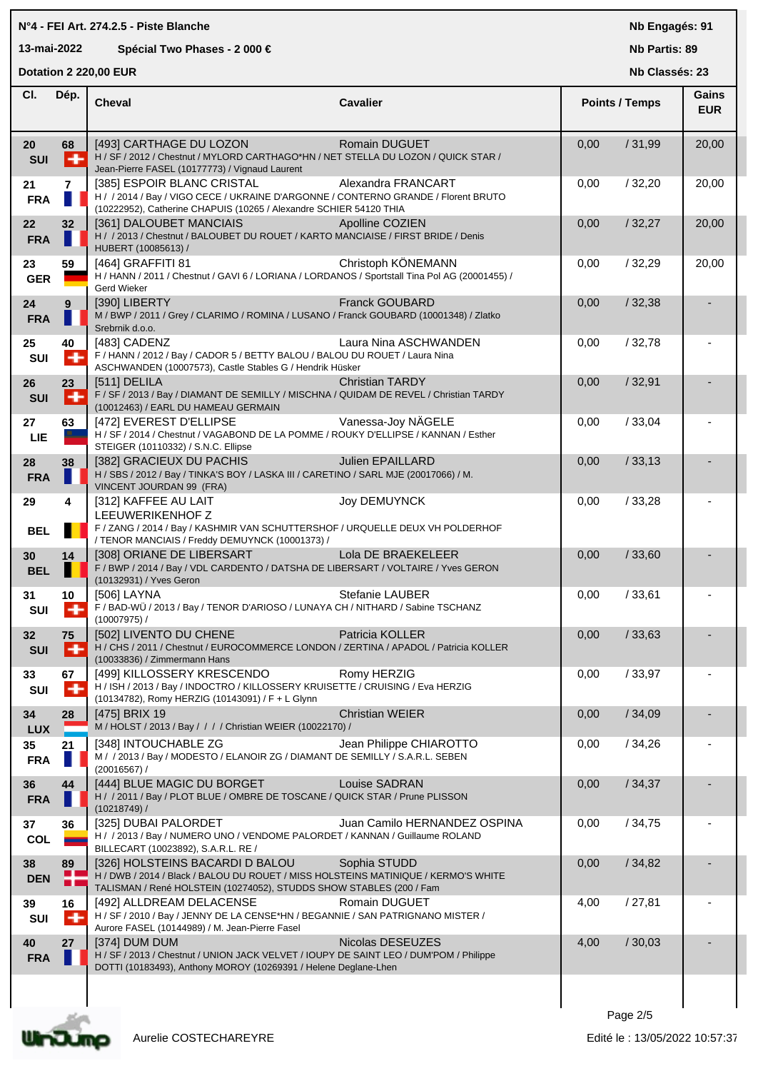N°4 - FEI Art. 274.2.5 - Piste Blanche

13-mai-2022 **Spécial Two Phases - 2 000 €**

**Dotation 2 220,00 EUR**

Nb Engagés: 91

Nb Partis: 89

Nb Classés: 23

| Cl. | Dép. | Cheval | Cavalier | Points | Temps | Gains EUR |
|---|---|---|---|---|---|---|
| 20 SUI | 68 | [493] CARTHAGE DU LOZON<br>H / SF / 2012 / Chestnut / MYLORD CARTHAGO*HN / NET STELLA DU LOZON / QUICK STAR / Jean-Pierre FASEL (10177773) / Vignaud Laurent | Romain DUGUET | 0,00 | / 31,99 | 20,00 |
| 21 FRA | 7 | [385] ESPOIR BLANC CRISTAL<br>H / / 2014 / Bay / VIGO CECE / UKRAINE D'ARGONNE / CONTERNO GRANDE / Florent BRUTO (10222952), Catherine CHAPUIS (10265 / Alexandre SCHIER 54120 THIA | Alexandra FRANCART | 0,00 | / 32,20 | 20,00 |
| 22 FRA | 32 | [361] DALOUBET MANCIAIS<br>H / / 2013 / Chestnut / BALOUBET DU ROUET / KARTO MANCIAISE / FIRST BRIDE / Denis HUBERT (10085613) / | Apolline COZIEN | 0,00 | / 32,27 | 20,00 |
| 23 GER | 59 | [464] GRAFFITI 81<br>H / HANN / 2011 / Chestnut / GAVI 6 / LORIANA / LORDANOS / Sportstall Tina Pol AG (20001455) / Gerd Wieker | Christoph KÖNEMANN | 0,00 | / 32,29 | 20,00 |
| 24 FRA | 9 | [390] LIBERTY<br>M / BWP / 2011 / Grey / CLARIMO / ROMINA / LUSANO / Franck GOUBARD (10001348) / Zlatko Srebrnik d.o.o. | Franck GOUBARD | 0,00 | / 32,38 | - |
| 25 SUI | 40 | [483] CADENZ<br>F / HANN / 2012 / Bay / CADOR 5 / BETTY BALOU / BALOU DU ROUET / Laura Nina ASCHWANDEN (10007573), Castle Stables G / Hendrik Hüsker | Laura Nina ASCHWANDEN | 0,00 | / 32,78 | - |
| 26 SUI | 23 | [511] DELILA<br>F / SF / 2013 / Bay / DIAMANT DE SEMILLY / MISCHNA / QUIDAM DE REVEL / Christian TARDY (10012463) / EARL DU HAMEAU GERMAIN | Christian TARDY | 0,00 | / 32,91 | - |
| 27 LIE | 63 | [472] EVEREST D'ELLIPSE<br>H / SF / 2014 / Chestnut / VAGABOND DE LA POMME / ROUKY D'ELLIPSE / KANNAN / Esther STEIGER (10110332) / S.N.C. Ellipse | Vanessa-Joy NÄGELE | 0,00 | / 33,04 | - |
| 28 FRA | 38 | [382] GRACIEUX DU PACHIS<br>H / SBS / 2012 / Bay / TINKA'S BOY / LASKA III / CARETINO / SARL MJE (20017066) / M. VINCENT JOURDAN 99 (FRA) | Julien EPAILLARD | 0,00 | / 33,13 | - |
| 29 BEL | 4 | [312] KAFFEE AU LAIT LEEUWERIKENHOF Z<br>F / ZANG / 2014 / Bay / KASHMIR VAN SCHUTTERSHOF / URQUELLE DEUX VH POLDERHOF / TENOR MANCIAIS / Freddy DEMUYNCK (10001373) / | Joy DEMUYNCK | 0,00 | / 33,28 | - |
| 30 BEL | 14 | [308] ORIANE DE LIBERSART<br>F / BWP / 2014 / Bay / VDL CARDENTO / DATSHA DE LIBERSART / VOLTAIRE / Yves GERON (10132931) / Yves Geron | Lola DE BRAEKELEER | 0,00 | / 33,60 | - |
| 31 SUI | 10 | [506] LAYNA<br>F / BAD-WÜ / 2013 / Bay / TENOR D'ARIOSO / LUNAYA CH / NITHARD / Sabine TSCHANZ (10007975) / | Stefanie LAUBER | 0,00 | / 33,61 | - |
| 32 SUI | 75 | [502] LIVENTO DU CHENE<br>H / CHS / 2011 / Chestnut / EUROCOMMERCE LONDON / ZERTINA / APADOL / Patricia KOLLER (10033836) / Zimmermann Hans | Patricia KOLLER | 0,00 | / 33,63 | - |
| 33 SUI | 67 | [499] KILLOSSERY KRESCENDO<br>H / ISH / 2013 / Bay / INDOCTRO / KILLOSSERY KRUISETTE / CRUISING / Eva HERZIG (10134782), Romy HERZIG (10143091) / F + L Glynn | Romy HERZIG | 0,00 | / 33,97 | - |
| 34 LUX | 28 | [475] BRIX 19<br>M / HOLST / 2013 / Bay / / / / Christian WEIER (10022170) / | Christian WEIER | 0,00 | / 34,09 | - |
| 35 FRA | 21 | [348] INTOUCHABLE ZG<br>M / / 2013 / Bay / MODESTO / ELANOIR ZG / DIAMANT DE SEMILLY / S.A.R.L. SEBEN (20016567) / | Jean Philippe CHIAROTTO | 0,00 | / 34,26 | - |
| 36 FRA | 44 | [444] BLUE MAGIC DU BORGET<br>H / / 2011 / Bay / PLOT BLUE / OMBRE DE TOSCANE / QUICK STAR / Prune PLISSON (10218749) / | Louise SADRAN | 0,00 | / 34,37 | - |
| 37 COL | 36 | [325] DUBAI PALORDET<br>H / / 2013 / Bay / NUMERO UNO / VENDOME PALORDET / KANNAN / Guillaume ROLAND BILLECART (10023892), S.A.R.L. RE / | Juan Camilo HERNANDEZ OSPINA | 0,00 | / 34,75 | - |
| 38 DEN | 89 | [326] HOLSTEINS BACARDI D BALOU<br>H / DWB / 2014 / Black / BALOU DU ROUET / MISS HOLSTEINS MATINIQUE / KERMO'S WHITE TALISMAN / René HOLSTEIN (10274052), STUDDS SHOW STABLES (200 / Fam | Sophia STUDD | 0,00 | / 34,82 | - |
| 39 SUI | 16 | [492] ALLDREAM DELACENSE<br>H / SF / 2010 / Bay / JENNY DE LA CENSE*HN / BEGANNIE / SAN PATRIGNANO MISTER / Aurore FASEL (10144989) / M. Jean-Pierre Fasel | Romain DUGUET | 4,00 | / 27,81 | - |
| 40 FRA | 27 | [374] DUM DUM<br>H / SF / 2013 / Chestnut / UNION JACK VELVET / IOUPY DE SAINT LEO / DUM'POM / Philippe DOTTI (10183493), Anthony MOROY (10269391 / Helene Deglane-Lhen | Nicolas DESEUZES | 4,00 | / 30,03 | - |

Aurelie COSTECHAREYRE

Edité le : 13/05/2022 10:57:37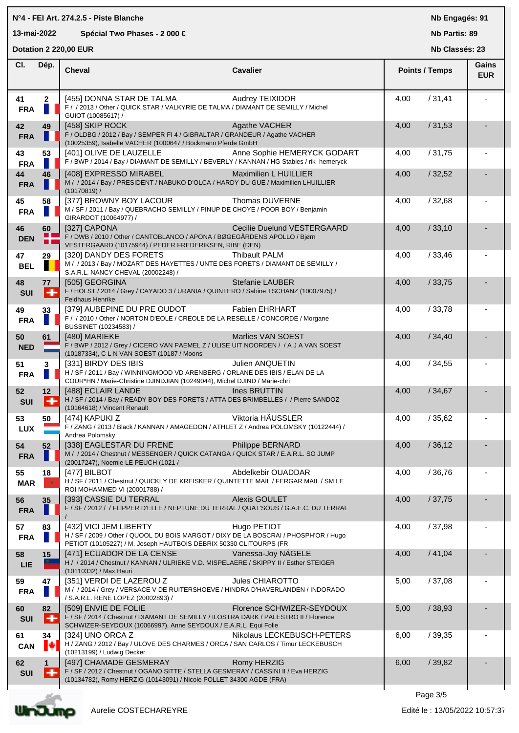**N°4 - FEI Art. 274.2.5 - Piste Blanche**

**13-mai-2022** **Spécial Two Phases - 2 000 €**

**Dotation 2 220,00 EUR**

**Nb Engagés: 91**

**Nb Partis: 89**

**Nb Classés: 23**

| Cl. | Dép. | Cheval | Cavalier | Points / Temps | | Gains EUR |
|---|---|---|---|---|---|---|
| 41 FRA | 2 | [455] DONNA STAR DE TALMA<br>F / / 2013 / Other / QUICK STAR / VALKYRIE DE TALMA / DIAMANT DE SEMILLY / Michel GUIOT (10085617) / | Audrey TEIXIDOR | 4,00 | / 31,41 | - |
| 42 FRA | 49 | [458] SKIP ROCK<br>F / OLDBG / 2012 / Bay / SEMPER FI 4 / GIBRALTAR / GRANDEUR / Agathe VACHER (10025359), Isabelle VACHER (1000647 / Böckmann Pferde GmbH | Agathe VACHER | 4,00 | / 31,53 | - |
| 43 FRA | 53 | [401] OLIVE DE LAUZELLE<br>F / BWP / 2014 / Bay / DIAMANT DE SEMILLY / BEVERLY / KANNAN / HG Stables / rik hemeryck | Anne Sophie HEMERYCK GODART | 4,00 | / 31,75 | - |
| 44 FRA | 46 | [408] EXPRESSO MIRABEL<br>M / / 2014 / Bay / PRESIDENT / NABUKO D'OLCA / HARDY DU GUE / Maximilien LHUILLIER (10170819) / | Maximilien L HUILLIER | 4,00 | / 32,52 | - |
| 45 FRA | 58 | [377] BROWNY BOY LACOUR<br>M / SF / 2011 / Bay / QUEBRACHO SEMILLY / PINUP DE CHOYE / POOR BOY / Benjamin GIRARDOT (10064977) / | Thomas DUVERNE | 4,00 | / 32,68 | - |
| 46 DEN | 60 | [327] CAPONA<br>F / DWB / 2010 / Other / CANTOBLANCO / APONA / BØGEGÅRDENS APOLLO / Bjørn VESTERGAARD (10175944) / PEDER FREDERIKSEN, RIBE (DEN) | Cecilie Duelund VESTERGAARD | 4,00 | / 33,10 | - |
| 47 BEL | 29 | [320] DANDY DES FORETS<br>M / / 2013 / Bay / MOZART DES HAYETTES / UNTE DES FORETS / DIAMANT DE SEMILLY / S.A.R.L. NANCY CHEVAL (20002248) / | Thibault PALM | 4,00 | / 33,46 | - |
| 48 SUI | 77 | [505] GEORGINA<br>F / HOLST / 2014 / Grey / CAYADO 3 / URANIA / QUINTERO / Sabine TSCHANZ (10007975) / Feldhaus Henrike | Stefanie LAUBER | 4,00 | / 33,75 | - |
| 49 FRA | 33 | [379] AUBEPINE DU PRE OUDOT<br>F / / 2010 / Other / NORTON D'EOLE / CREOLE DE LA RESELLE / CONCORDE / Morgane BUSSINET (10234583) / | Fabien EHRHART | 4,00 | / 33,78 | - |
| 50 NED | 61 | [480] MARIEKE<br>F / BWP / 2012 / Grey / CICERO VAN PAEMEL Z / ULISE UIT NOORDEN / / A J A VAN SOEST (10187334), C L N VAN SOEST (10187 / Moons | Marlies VAN SOEST | 4,00 | / 34,40 | - |
| 51 FRA | 3 | [331] BIRDY DES IBIS<br>H / SF / 2011 / Bay / WINNINGMOOD VD ARENBERG / ORLANE DES IBIS / ELAN DE LA COUR*HN / Marie-Christine DJINDJIAN (10249044), Michel DJIND / Marie-chri | Julien ANQUETIN | 4,00 | / 34,55 | - |
| 52 SUI | 12 | [488] ECLAIR LANDE<br>H / SF / 2014 / Bay / READY BOY DES FORETS / ATTA DES BRIMBELLES / / Pierre SANDOZ (10164618) / Vincent Renault | Ines BRUTTIN | 4,00 | / 34,67 | - |
| 53 LUX | 50 | [474] KAPUKI Z<br>F / ZANG / 2013 / Black / KANNAN / AMAGEDON / ATHLET Z / Andrea POLOMSKY (10122444) / Andrea Polomsky | Viktoria HÄUSSLER | 4,00 | / 35,62 | - |
| 54 FRA | 52 | [338] EAGLESTAR DU FRENE<br>M / / 2014 / Chestnut / MESSENGER / QUICK CATANGA / QUICK STAR / E.A.R.L. SO JUMP (20017247), Noemie LE PEUCH (1021 / | Philippe BERNARD | 4,00 | / 36,12 | - |
| 55 MAR | 18 | [477] BILBOT<br>H / SF / 2011 / Chestnut / QUICKLY DE KREISKER / QUINTETTE MAIL / FERGAR MAIL / SM LE ROI MOHAMMED VI (20001788) / | Abdelkebir OUADDAR | 4,00 | / 36,76 | - |
| 56 FRA | 35 | [393] CASSIE DU TERRAL<br>F / SF / 2012 / / FLIPPER D'ELLE / NEPTUNE DU TERRAL / QUAT'SOUS / G.A.E.C. DU TERRAL / | Alexis GOULET | 4,00 | / 37,75 | - |
| 57 FRA | 83 | [432] VICI JEM LIBERTY<br>H / SF / 2009 / Other / QUOOL DU BOIS MARGOT / DIXY DE LA BOSCRAI / PHOSPH'OR / Hugo PETIOT (10105227) / M. Joseph HAUTBOIS DEBRIX 50330 CLITOURPS (FR | Hugo PETIOT | 4,00 | / 37,98 | - |
| 58 LIE | 15 | [471] ECUADOR DE LA CENSE<br>H / / 2014 / Chestnut / KANNAN / ULRIEKE V.D. MISPELAERE / SKIPPY II / Esther STEIGER (10110332) / Max Hauri | Vanessa-Joy NÄGELE | 4,00 | / 41,04 | - |
| 59 FRA | 47 | [351] VERDI DE LAZEROU Z<br>M / / 2014 / Grey / VERSACE V DE RUITERSHOEVE / HINDRA D'HAVERLANDEN / INDORADO / S.A.R.L. RENE LOPEZ (20002893) / | Jules CHIAROTTO | 5,00 | / 37,08 | - |
| 60 SUI | 82 | [509] ENVIE DE FOLIE<br>F / SF / 2014 / Chestnut / DIAMANT DE SEMILLY / ILOSTRA DARK / PALESTRO II / Florence SCHWIZER-SEYDOUX (10066997), Anne SEYDOUX / E.A.R.L. Equi Folie | Florence SCHWIZER-SEYDOUX | 5,00 | / 38,93 | - |
| 61 CAN | 34 | [324] UNO ORCA Z<br>H / ZANG / 2012 / Bay / ULOVE DES CHARMES / ORCA / SAN CARLOS / Timur LECKEBUSCH (10213199) / Ludwig Decker | Nikolaus LECKEBUSCH-PETERS | 6,00 | / 39,35 | - |
| 62 SUI | 1 | [497] CHAMADE GESMERAY<br>F / SF / 2012 / Chestnut / OGANO SITTE / STELLA GESMERAY / CASSINI II / Eva HERZIG (10134782), Romy HERZIG (10143091) / Nicole POLLET 34300 AGDE (FRA) | Romy HERZIG | 6,00 | / 39,82 | - |

Aurelie COSTECHAREYRE

Edité le : 13/05/2022 10:57:37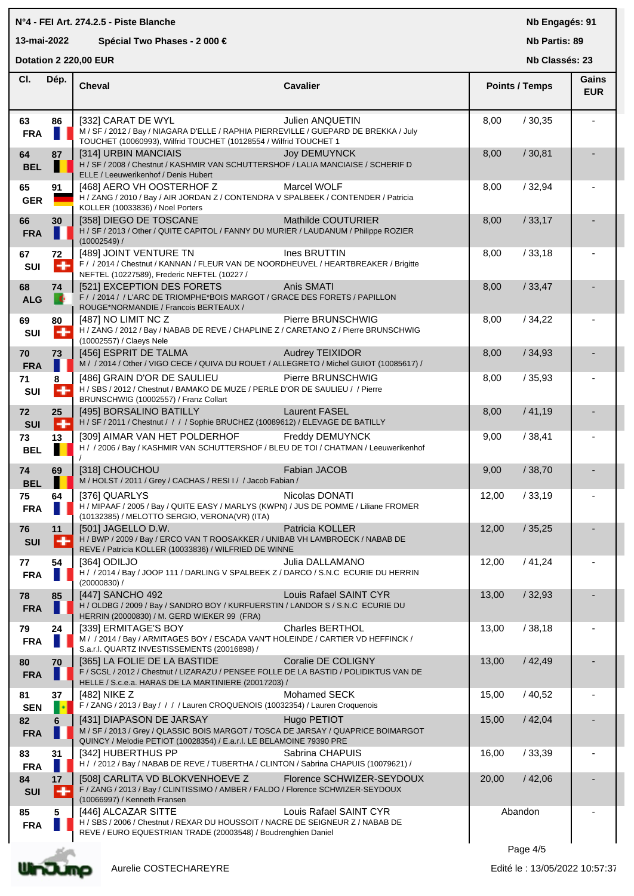**N°4 - FEI Art. 274.2.5 - Piste Blanche**

**13-mai-2022** **Spécial Two Phases - 2 000 €**

**Dotation 2 220,00 EUR**

**Nb Engagés: 91**
**Nb Partis: 89**
**Nb Classés: 23**

| Cl. | Dép. | Cheval | Cavalier | Points / Temps | | Gains EUR |
|---|---|---|---|---|---|---|
| 63 FRA | 86 | [332] CARAT DE WYL<br>M / SF / 2012 / Bay / NIAGARA D'ELLE / RAPHIA PIERREVILLE / GUEPARD DE BREKKA / July TOUCHET (10060993), Wilfrid TOUCHET (10128554 / Wilfrid TOUCHET 1 | Julien ANQUETIN | 8,00 | / 30,35 | - |
| 64 BEL | 87 | [314] URBIN MANCIAIS<br>H / SF / 2008 / Chestnut / KASHMIR VAN SCHUTTERSHOF / LALIA MANCIAISE / SCHERIF D ELLE / Leeuwerikenhof / Denis Hubert | Joy DEMUYNCK | 8,00 | / 30,81 | - |
| 65 GER | 91 | [468] AERO VH OOSTERHOF Z<br>H / ZANG / 2010 / Bay / AIR JORDAN Z / CONTENDRA V SPALBEEK / CONTENDER / Patricia KOLLER (10033836) / Noel Porters | Marcel WOLF | 8,00 | / 32,94 | - |
| 66 FRA | 30 | [358] DIEGO DE TOSCANE<br>H / SF / 2013 / Other / QUITE CAPITOL / FANNY DU MURIER / LAUDANUM / Philippe ROZIER (10002549) / | Mathilde COUTURIER | 8,00 | / 33,17 | - |
| 67 SUI | 72 | [489] JOINT VENTURE TN<br>F / / 2014 / Chestnut / KANNAN / FLEUR VAN DE NOORDHEUVEL / HEARTBREAKER / Brigitte NEFTEL (10227589), Frederic NEFTEL (10227 / | Ines BRUTTIN | 8,00 | / 33,18 | - |
| 68 ALG | 74 | [521] EXCEPTION DES FORETS<br>F / / 2014 / / L'ARC DE TRIOMPHE*BOIS MARGOT / GRACE DES FORETS / PAPILLON ROUGE*NORMANDIE / Francois BERTEAUX / | Anis SMATI | 8,00 | / 33,47 | - |
| 69 SUI | 80 | [487] NO LIMIT NC Z<br>H / ZANG / 2012 / Bay / NABAB DE REVE / CHAPLINE Z / CARETANO Z / Pierre BRUNSCHWIG (10002557) / Claeys Nele | Pierre BRUNSCHWIG | 8,00 | / 34,22 | - |
| 70 FRA | 73 | [456] ESPRIT DE TALMA<br>M / / 2014 / Other / VIGO CECE / QUIVA DU ROUET / ALLEGRETO / Michel GUIOT (10085617) / | Audrey TEIXIDOR | 8,00 | / 34,93 | - |
| 71 SUI | 8 | [486] GRAIN D'OR DE SAULIEU<br>H / SBS / 2012 / Chestnut / BAMAKO DE MUZE / PERLE D'OR DE SAULIEU / / Pierre BRUNSCHWIG (10002557) / Franz Collart | Pierre BRUNSCHWIG | 8,00 | / 35,93 | - |
| 72 SUI | 25 | [495] BORSALINO BATILLY<br>H / SF / 2011 / Chestnut / / / / Sophie BRUCHEZ (10089612) / ELEVAGE DE BATILLY | Laurent FASEL | 8,00 | / 41,19 | - |
| 73 BEL | 13 | [309] AIMAR VAN HET POLDERHOF<br>H / / 2006 / Bay / KASHMIR VAN SCHUTTERSHOF / BLEU DE TOI / CHATMAN / Leeuwerikenhof / | Freddy DEMUYNCK | 9,00 | / 38,41 | - |
| 74 BEL | 69 | [318] CHOUCHOU<br>M / HOLST / 2011 / Grey / CACHAS / RESI I / / Jacob Fabian / | Fabian JACOB | 9,00 | / 38,70 | - |
| 75 FRA | 64 | [376] QUARLYS<br>H / MIPAAF / 2005 / Bay / QUITE EASY / MARLYS (KWPN) / JUS DE POMME / Liliane FROMER (10132385) / MELOTTO SERGIO, VERONA(VR) (ITA) | Nicolas DONATI | 12,00 | / 33,19 | - |
| 76 SUI | 11 | [501] JAGELLO D.W.<br>H / BWP / 2009 / Bay / ERCO VAN T ROOSAKKER / UNIBAB VH LAMBROECK / NABAB DE REVE / Patricia KOLLER (10033836) / WILFRIED DE WINNE | Patricia KOLLER | 12,00 | / 35,25 | - |
| 77 FRA | 54 | [364] ODILJO<br>H / / 2014 / Bay / JOOP 111 / DARLING V SPALBEEK Z / DARCO / S.N.C ECURIE DU HERRIN (20000830) / | Julia DALLAMANO | 12,00 | / 41,24 | - |
| 78 FRA | 85 | [447] SANCHO 492<br>H / OLDBG / 2009 / Bay / SANDRO BOY / KURFUERSTIN / LANDOR S / S.N.C ECURIE DU HERRIN (20000830) / M. GERD WIEKER 99 (FRA) | Louis Rafael SAINT CYR | 13,00 | / 32,93 | - |
| 79 FRA | 24 | [339] ERMITAGE'S BOY<br>M / / 2014 / Bay / ARMITAGES BOY / ESCADA VAN'T HOLEINDE / CARTIER VD HEFFINCK / S.a.r.l. QUARTZ INVESTISSEMENTS (20016898) / | Charles BERTHOL | 13,00 | / 38,18 | - |
| 80 FRA | 70 | [365] LA FOLIE DE LA BASTIDE<br>F / SCSL / 2012 / Chestnut / LIZARAZU / PENSEE FOLLE DE LA BASTID / POLIDIKTUS VAN DE HELLE / S.c.e.a. HARAS DE LA MARTINIERE (20017203) / | Coralie DE COLIGNY | 13,00 | / 42,49 | - |
| 81 SEN | 37 | [482] NIKE Z<br>F / ZANG / 2013 / Bay / / / / Lauren CROQUENOIS (10032354) / Lauren Croquenois | Mohamed SECK | 15,00 | / 40,52 | - |
| 82 FRA | 6 | [431] DIAPASON DE JARSAY<br>M / SF / 2013 / Grey / QLASSIC BOIS MARGOT / TOSCA DE JARSAY / QUAPRICE BOIMARGOT QUINCY / Melodie PETIOT (10028354) / E.a.r.l. LE BELAMOINE 79390 PRE | Hugo PETIOT | 15,00 | / 42,04 | - |
| 83 FRA | 31 | [342] HUBERTHUS PP<br>H / / 2012 / Bay / NABAB DE REVE / TUBERTHA / CLINTON / Sabrina CHAPUIS (10079621) / | Sabrina CHAPUIS | 16,00 | / 33,39 | - |
| 84 SUI | 17 | [508] CARLITA VD BLOKVENHOEVE Z<br>F / ZANG / 2013 / Bay / CLINTISSIMO / AMBER / FALDO / Florence SCHWIZER-SEYDOUX (10066997) / Kenneth Fransen | Florence SCHWIZER-SEYDOUX | 20,00 | / 42,06 | - |
| 85 FRA | 5 | [446] ALCAZAR SITTE<br>H / SBS / 2006 / Chestnut / REXAR DU HOUSSOIT / NACRE DE SEIGNEUR Z / NABAB DE REVE / EURO EQUESTRIAN TRADE (20003548) / Boudrenghien Daniel | Louis Rafael SAINT CYR | Abandon | | - |

Aurelie COSTECHAREYRE

Edité le : 13/05/2022 10:57:37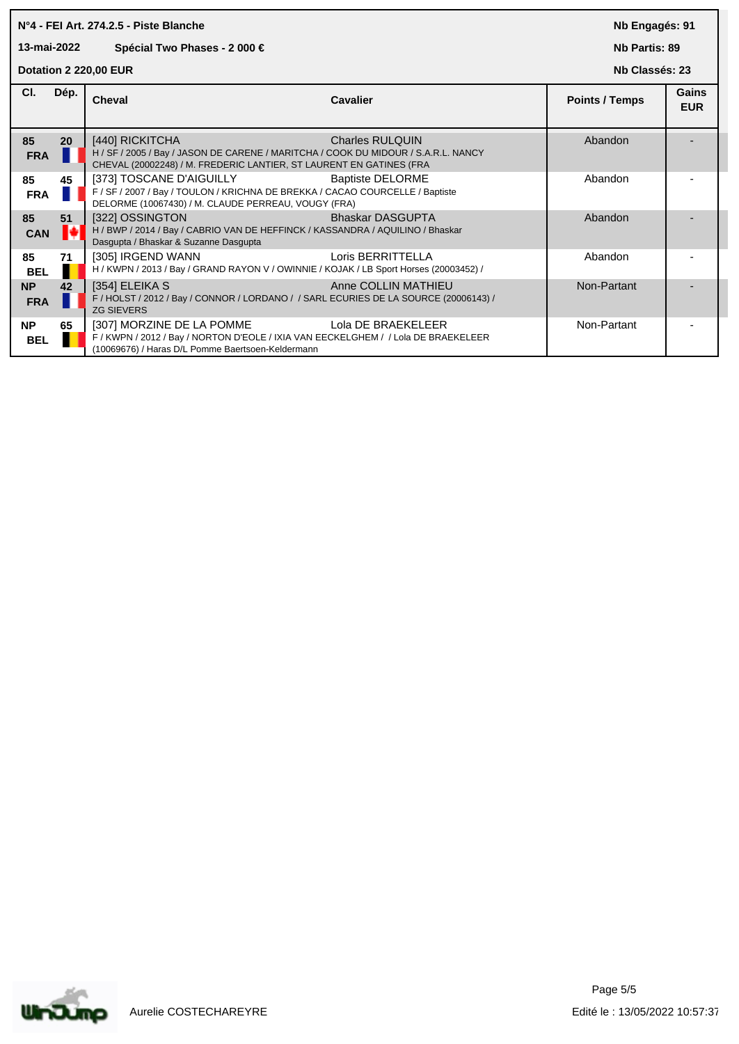**N°4 - FEI Art. 274.2.5 - Piste Blanche**

**13-mai-2022** **Spécial Two Phases - 2 000 €**

**Dotation 2 220,00 EUR**

**Nb Engagés: 91**
**Nb Partis: 89**
**Nb Classés: 23**

| Cl. | Dép. | Cheval | Cavalier | Points / Temps | Gains EUR |
|---|---|---|---|---|---|
| 85 FRA | 20 | [440] RICKITCHA<br>H / SF / 2005 / Bay / JASON DE CARENE / MARITCHA / COOK DU MIDOUR / S.A.R.L. NANCY CHEVAL (20002248) / M. FREDERIC LANTIER, ST LAURENT EN GATINES (FRA | Charles RULQUIN | Abandon | - |
| 85 FRA | 45 | [373] TOSCANE D'AIGUILLY<br>F / SF / 2007 / Bay / TOULON / KRICHNA DE BREKKA / CACAO COURCELLE / Baptiste DELORME (10067430) / M. CLAUDE PERREAU, VOUGY (FRA) | Baptiste DELORME | Abandon | - |
| 85 CAN | 51 | [322] OSSINGTON<br>H / BWP / 2014 / Bay / CABRIO VAN DE HEFFINCK / KASSANDRA / AQUILINO / Bhaskar Dasgupta / Bhaskar & Suzanne Dasgupta | Bhaskar DASGUPTA | Abandon | - |
| 85 BEL | 71 | [305] IRGEND WANN<br>H / KWPN / 2013 / Bay / GRAND RAYON V / OWINNIE / KOJAK / LB Sport Horses (20003452) / | Loris BERRITTELLA | Abandon | - |
| NP FRA | 42 | [354] ELEIKA S<br>F / HOLST / 2012 / Bay / CONNOR / LORDANO / / SARL ECURIES DE LA SOURCE (20006143) / ZG SIEVERS | Anne COLLIN MATHIEU | Non-Partant | - |
| NP BEL | 65 | [307] MORZINE DE LA POMME<br>F / KWPN / 2012 / Bay / NORTON D'EOLE / IXIA VAN EECKELGHEM / / Lola DE BRAEKELEER (10069676) / Haras D/L Pomme Baertsoen-Keldermann | Lola DE BRAEKELEER | Non-Partant | - |

Aurelie COSTECHAREYRE

Edité le : 13/05/2022 10:57:37